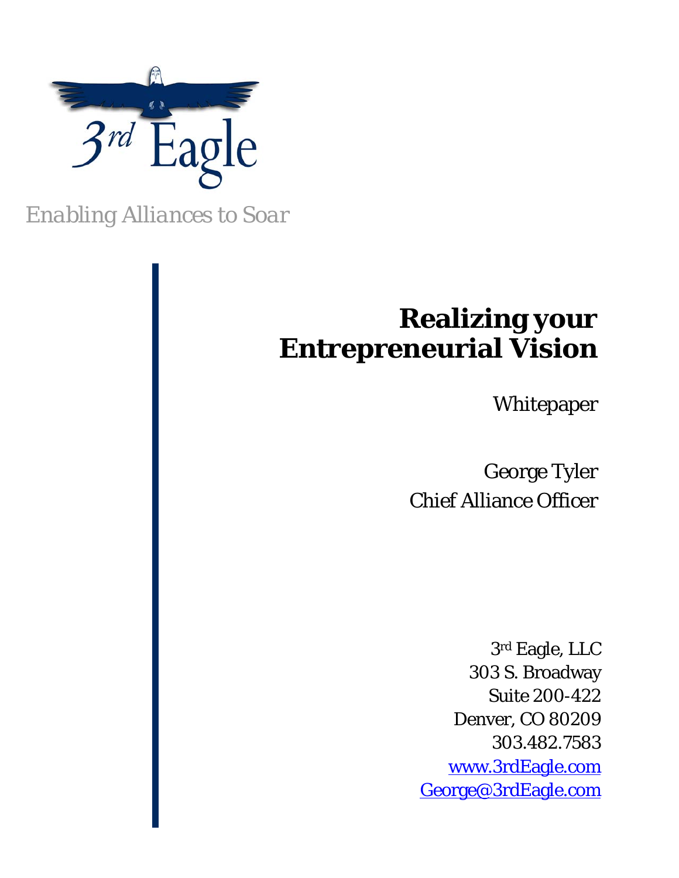3rd Eagle

*Enabling Alliances to Soar*

# Realizing your Entrepreneurial Vision

Whitepaper

George Tyler
Chief Alliance Officer

3rd Eagle, LLC
303 S. Broadway
Suite 200-422
Denver, CO 80209
303.482.7583
[www.3rdEagle.com](http://www.3rdEagle.com)
[George@3rdEagle.com](mailto:George@3rdEagle.com)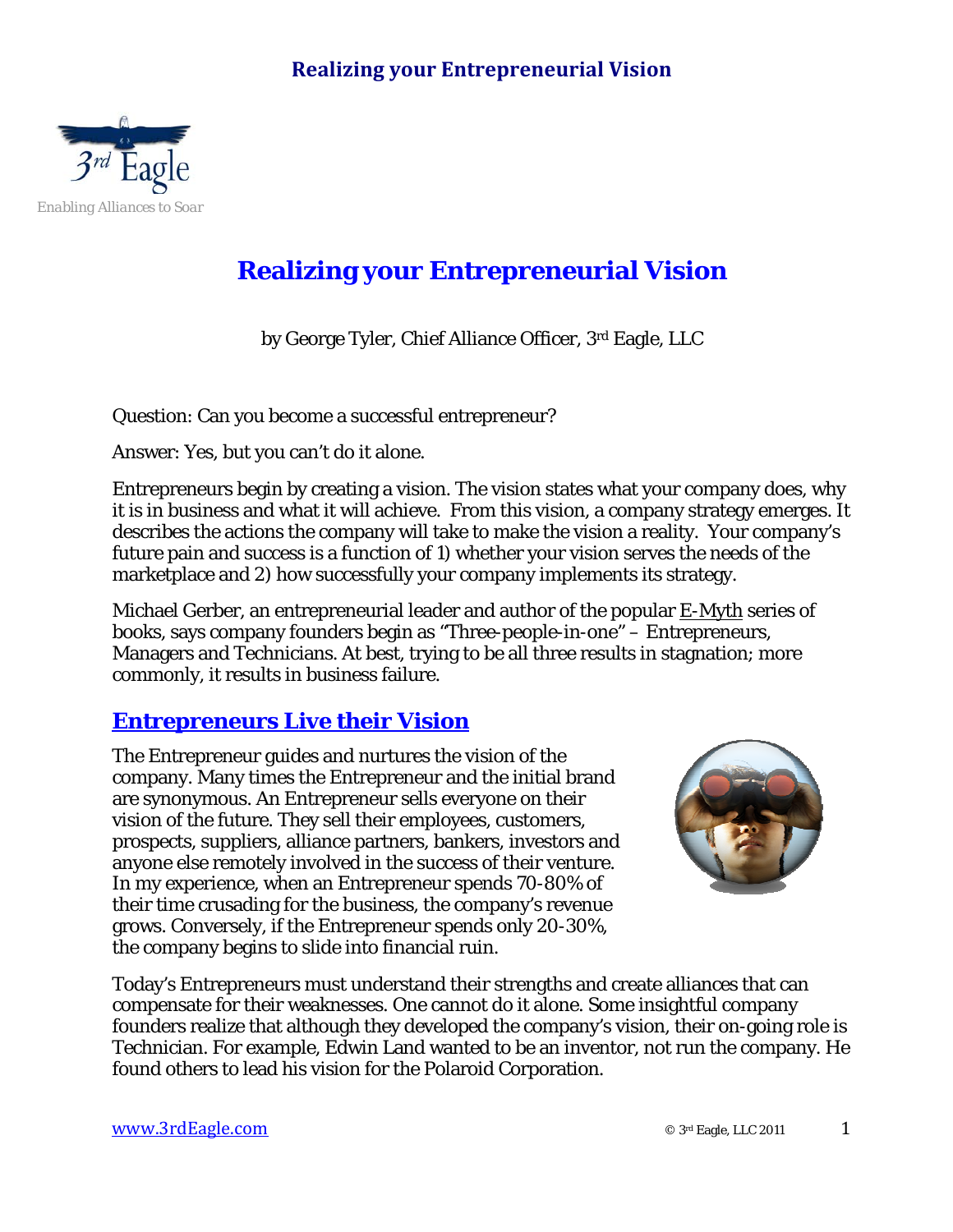# Realizing your Entrepreneurial Vision

by George Tyler, Chief Alliance Officer, 3rd Eagle, LLC

Question: Can you become a successful entrepreneur?

Answer: Yes, but you can't do it alone.

Entrepreneurs begin by creating a vision. The vision states what your company does, why it is in business and what it will achieve. From this vision, a company strategy emerges. It describes the actions the company will take to make the vision a reality. Your company's future pain and success is a function of 1) whether your vision serves the needs of the marketplace and 2) how successfully your company implements its strategy.

Michael Gerber, an entrepreneurial leader and author of the popular E-Myth series of books, says company founders begin as "Three-people-in-one" – Entrepreneurs, Managers and Technicians. At best, trying to be all three results in stagnation; more commonly, it results in business failure.

## Entrepreneurs Live their Vision

The Entrepreneur guides and nurtures the vision of the company. Many times the Entrepreneur and the initial brand are synonymous. An Entrepreneur sells everyone on their vision of the future. They sell their employees, customers, prospects, suppliers, alliance partners, bankers, investors and anyone else remotely involved in the success of their venture. In my experience, when an Entrepreneur spends 70-80% of their time crusading for the business, the company's revenue grows. Conversely, if the Entrepreneur spends only 20-30%, the company begins to slide into financial ruin.

Today's Entrepreneurs must understand their strengths and create alliances that can compensate for their weaknesses. One cannot do it alone. Some insightful company founders realize that although they developed the company's vision, their on-going role is Technician. For example, Edwin Land wanted to be an inventor, not run the company. He found others to lead his vision for the Polaroid Corporation.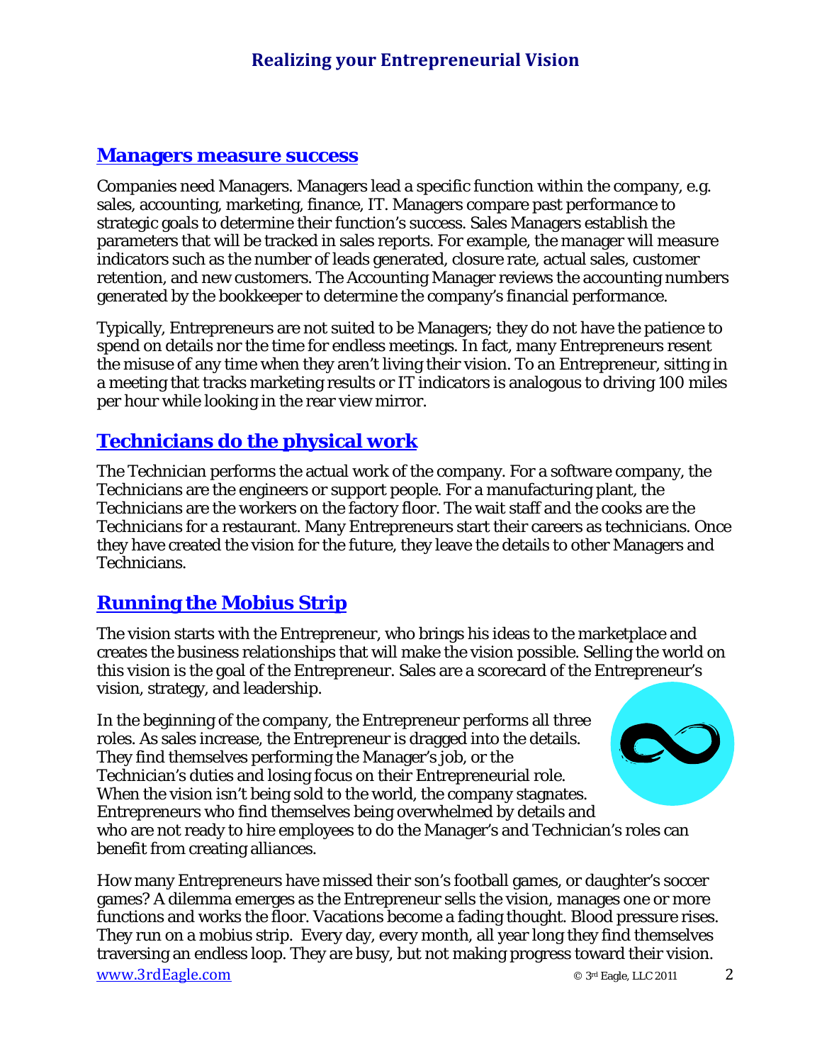## Managers measure success

Companies need Managers. Managers lead a specific function within the company, e.g. sales, accounting, marketing, finance, IT. Managers compare past performance to strategic goals to determine their function's success. Sales Managers establish the parameters that will be tracked in sales reports. For example, the manager will measure indicators such as the number of leads generated, closure rate, actual sales, customer retention, and new customers. The Accounting Manager reviews the accounting numbers generated by the bookkeeper to determine the company's financial performance.

Typically, Entrepreneurs are not suited to be Managers; they do not have the patience to spend on details nor the time for endless meetings. In fact, many Entrepreneurs resent the misuse of any time when they aren't living their vision. To an Entrepreneur, sitting in a meeting that tracks marketing results or IT indicators is analogous to driving 100 miles per hour while looking in the rear view mirror.

## Technicians do the physical work

The Technician performs the actual work of the company. For a software company, the Technicians are the engineers or support people. For a manufacturing plant, the Technicians are the workers on the factory floor. The wait staff and the cooks are the Technicians for a restaurant. Many Entrepreneurs start their careers as technicians. Once they have created the vision for the future, they leave the details to other Managers and Technicians.

## Running the Mobius Strip

The vision starts with the Entrepreneur, who brings his ideas to the marketplace and creates the business relationships that will make the vision possible. Selling the world on this vision is the goal of the Entrepreneur. Sales are a scorecard of the Entrepreneur's vision, strategy, and leadership.

In the beginning of the company, the Entrepreneur performs all three roles. As sales increase, the Entrepreneur is dragged into the details. They find themselves performing the Manager's job, or the Technician's duties and losing focus on their Entrepreneurial role. When the vision isn't being sold to the world, the company stagnates. Entrepreneurs who find themselves being overwhelmed by details and who are not ready to hire employees to do the Manager's and Technician's roles can benefit from creating alliances.

How many Entrepreneurs have missed their son's football games, or daughter's soccer games? A dilemma emerges as the Entrepreneur sells the vision, manages one or more functions and works the floor. Vacations become a fading thought. Blood pressure rises. They run on a mobius strip. Every day, every month, all year long they find themselves traversing an endless loop. They are busy, but not making progress toward their vision.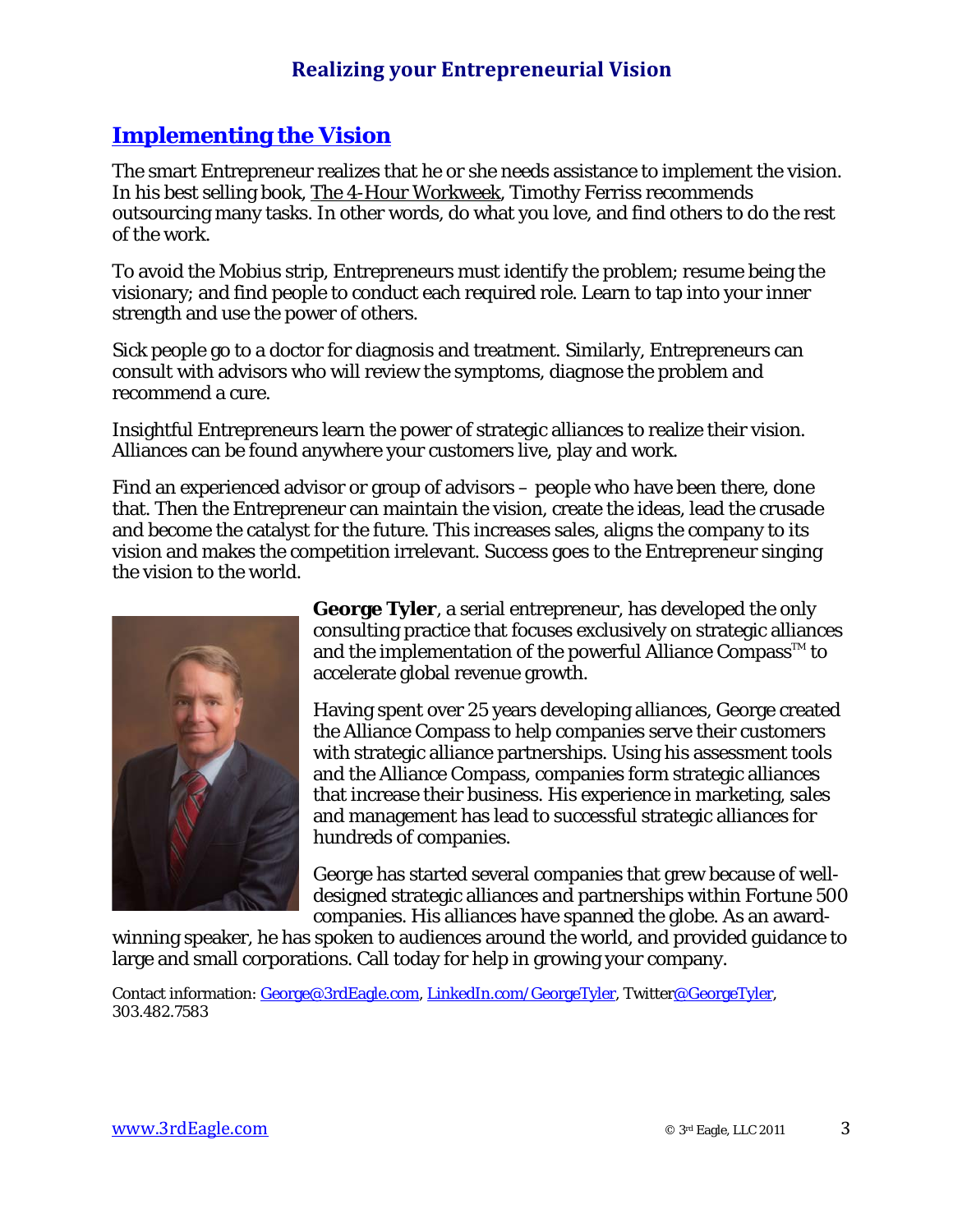## Implementing the Vision

The smart Entrepreneur realizes that he or she needs assistance to implement the vision. In his best selling book, The 4-Hour Workweek, Timothy Ferriss recommends outsourcing many tasks. In other words, do what you love, and find others to do the rest of the work.

To avoid the Mobius strip, Entrepreneurs must identify the problem; resume being the visionary; and find people to conduct each required role. Learn to tap into your inner strength and use the power of others.

Sick people go to a doctor for diagnosis and treatment. Similarly, Entrepreneurs can consult with advisors who will review the symptoms, diagnose the problem and recommend a cure.

Insightful Entrepreneurs learn the power of strategic alliances to realize their vision. Alliances can be found anywhere your customers live, play and work.

Find an experienced advisor or group of advisors – people who have been there, done that. Then the Entrepreneur can maintain the vision, create the ideas, lead the crusade and become the catalyst for the future. This increases sales, aligns the company to its vision and makes the competition irrelevant. Success goes to the Entrepreneur singing the vision to the world.

**George Tyler**, a serial entrepreneur, has developed the only consulting practice that focuses exclusively on strategic alliances and the implementation of the powerful Alliance Compass™ to accelerate global revenue growth.

Having spent over 25 years developing alliances, George created the Alliance Compass to help companies serve their customers with strategic alliance partnerships. Using his assessment tools and the Alliance Compass, companies form strategic alliances that increase their business. His experience in marketing, sales and management has lead to successful strategic alliances for hundreds of companies.

George has started several companies that grew because of well-designed strategic alliances and partnerships within Fortune 500 companies. His alliances have spanned the globe. As an award-winning speaker, he has spoken to audiences around the world, and provided guidance to large and small corporations. Call today for help in growing your company.

Contact information: George@3rdEagle.com, LinkedIn.com/GeorgeTyler, Twitter@GeorgeTyler, 303.482.7583